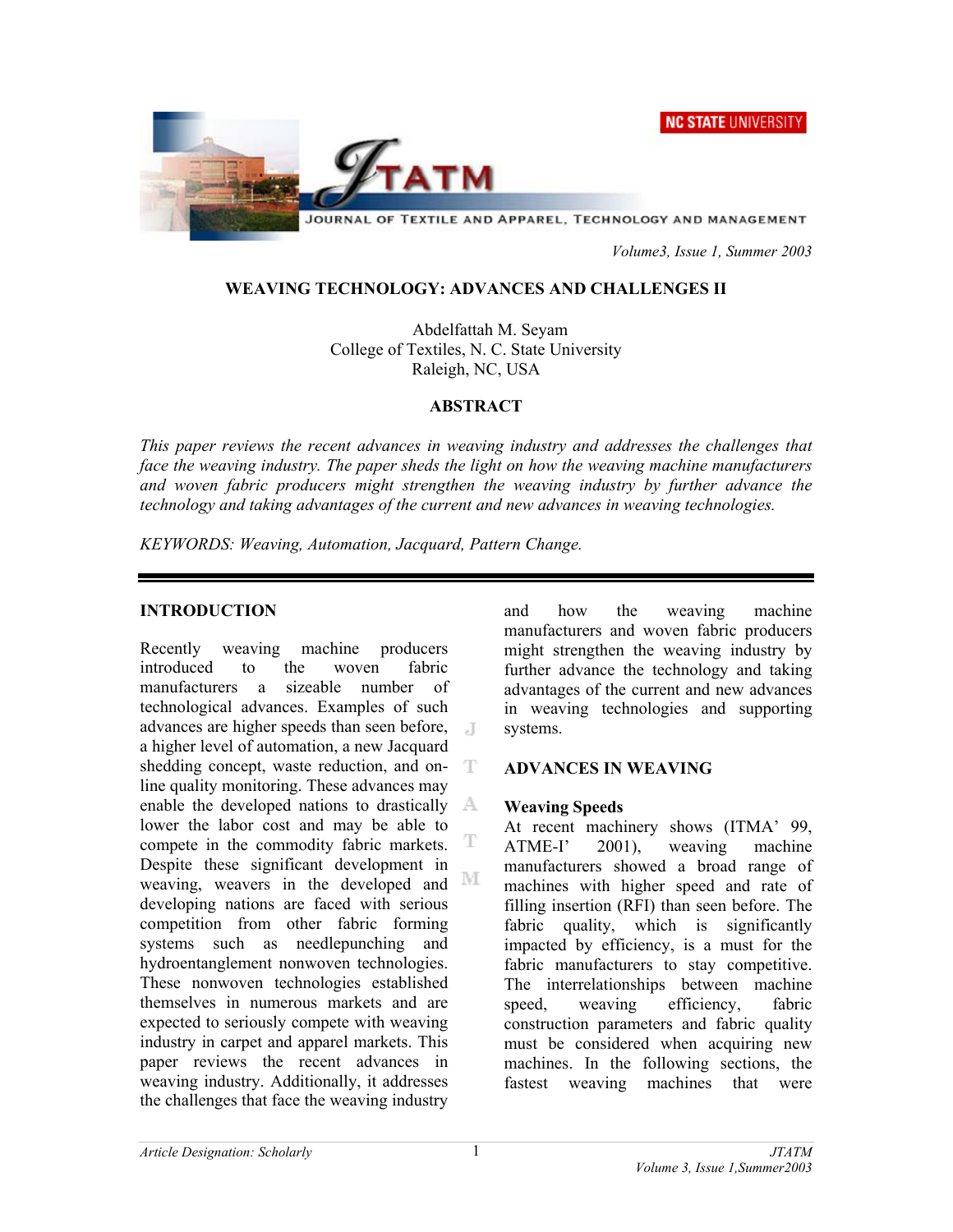# WEAVING TECHNOLOGY: ADVANCES AND CHALLENGES II

Abdelfattah M. Seyam
College of Textiles, N. C. State University
Raleigh, NC, USA

## ABSTRACT

*This paper reviews the recent advances in weaving industry and addresses the challenges that face the weaving industry. The paper sheds the light on how the weaving machine manufacturers and woven fabric producers might strengthen the weaving industry by further advance the technology and taking advantages of the current and new advances in weaving technologies.*

*KEYWORDS: Weaving, Automation, Jacquard, Pattern Change.*

## INTRODUCTION

Recently weaving machine producers introduced to the woven fabric manufacturers a sizeable number of technological advances. Examples of such advances are higher speeds than seen before, a higher level of automation, a new Jacquard shedding concept, waste reduction, and on-line quality monitoring. These advances may enable the developed nations to drastically lower the labor cost and may be able to compete in the commodity fabric markets. Despite these significant development in weaving, weavers in the developed and developing nations are faced with serious competition from other fabric forming systems such as needlepunching and hydroentanglement nonwoven technologies. These nonwoven technologies established themselves in numerous markets and are expected to seriously compete with weaving industry in carpet and apparel markets. This paper reviews the recent advances in weaving industry. Additionally, it addresses the challenges that face the weaving industry and how the weaving machine manufacturers and woven fabric producers might strengthen the weaving industry by further advance the technology and taking advantages of the current and new advances in weaving technologies and supporting systems.

## ADVANCES IN WEAVING

### Weaving Speeds

At recent machinery shows (ITMA' 99, ATME-I' 2001), weaving machine manufacturers showed a broad range of machines with higher speed and rate of filling insertion (RFI) than seen before. The fabric quality, which is significantly impacted by efficiency, is a must for the fabric manufacturers to stay competitive. The interrelationships between machine speed, weaving efficiency, fabric construction parameters and fabric quality must be considered when acquiring new machines. In the following sections, the fastest weaving machines that were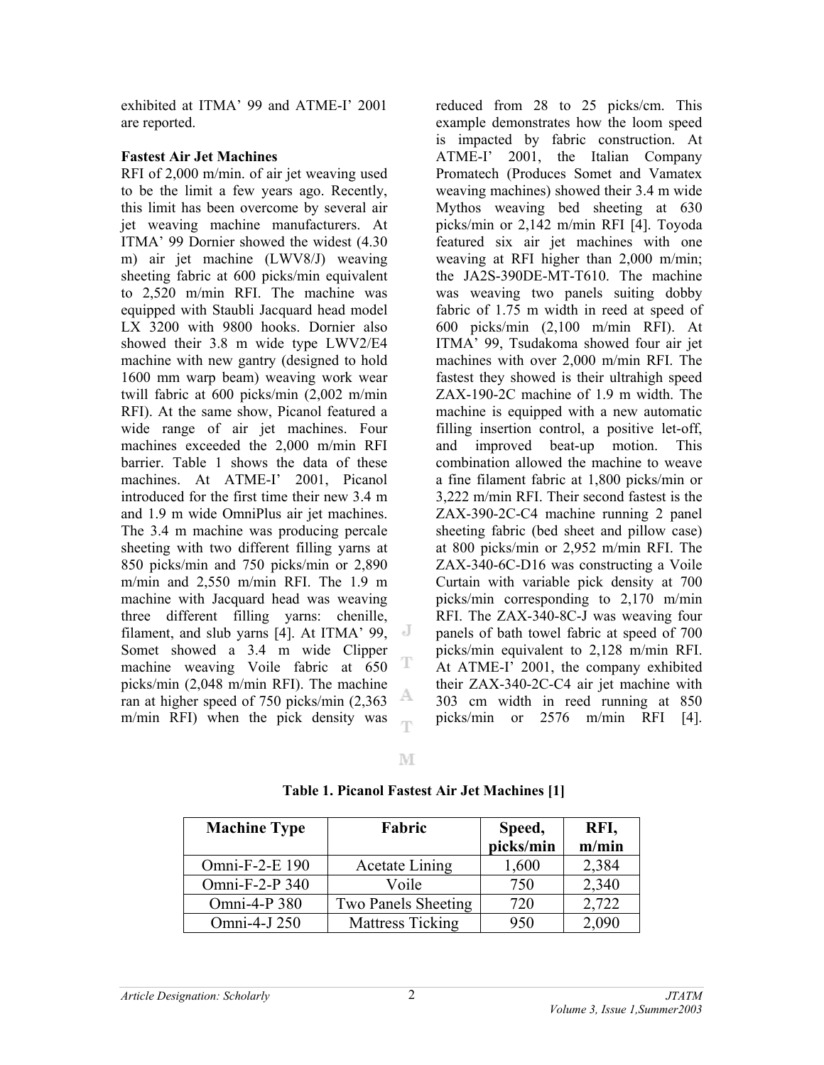exhibited at ITMA' 99 and ATME-I' 2001 are reported.

**Fastest Air Jet Machines**

RFI of 2,000 m/min. of air jet weaving used to be the limit a few years ago. Recently, this limit has been overcome by several air jet weaving machine manufacturers. At ITMA' 99 Dornier showed the widest (4.30 m) air jet machine (LWV8/J) weaving sheeting fabric at 600 picks/min equivalent to 2,520 m/min RFI. The machine was equipped with Staubli Jacquard head model LX 3200 with 9800 hooks. Dornier also showed their 3.8 m wide type LWV2/E4 machine with new gantry (designed to hold 1600 mm warp beam) weaving work wear twill fabric at 600 picks/min (2,002 m/min RFI). At the same show, Picanol featured a wide range of air jet machines. Four machines exceeded the 2,000 m/min RFI barrier. Table 1 shows the data of these machines. At ATME-I' 2001, Picanol introduced for the first time their new 3.4 m and 1.9 m wide OmniPlus air jet machines. The 3.4 m machine was producing percale sheeting with two different filling yarns at 850 picks/min and 750 picks/min or 2,890 m/min and 2,550 m/min RFI. The 1.9 m machine with Jacquard head was weaving three different filling yarns: chenille, filament, and slub yarns [4]. At ITMA' 99, Somet showed a 3.4 m wide Clipper machine weaving Voile fabric at 650 picks/min (2,048 m/min RFI). The machine ran at higher speed of 750 picks/min (2,363 m/min RFI) when the pick density was reduced from 28 to 25 picks/cm. This example demonstrates how the loom speed is impacted by fabric construction. At ATME-I' 2001, the Italian Company Promatech (Produces Somet and Vamatex weaving machines) showed their 3.4 m wide Mythos weaving bed sheeting at 630 picks/min or 2,142 m/min RFI [4]. Toyoda featured six air jet machines with one weaving at RFI higher than 2,000 m/min; the JA2S-390DE-MT-T610. The machine was weaving two panels suiting dobby fabric of 1.75 m width in reed at speed of 600 picks/min (2,100 m/min RFI). At ITMA' 99, Tsudakoma showed four air jet machines with over 2,000 m/min RFI. The fastest they showed is their ultrahigh speed ZAX-190-2C machine of 1.9 m width. The machine is equipped with a new automatic filling insertion control, a positive let-off, and improved beat-up motion. This combination allowed the machine to weave a fine filament fabric at 1,800 picks/min or 3,222 m/min RFI. Their second fastest is the ZAX-390-2C-C4 machine running 2 panel sheeting fabric (bed sheet and pillow case) at 800 picks/min or 2,952 m/min RFI. The ZAX-340-6C-D16 was constructing a Voile Curtain with variable pick density at 700 picks/min corresponding to 2,170 m/min RFI. The ZAX-340-8C-J was weaving four panels of bath towel fabric at speed of 700 picks/min equivalent to 2,128 m/min RFI. At ATME-I' 2001, the company exhibited their ZAX-340-2C-C4 air jet machine with 303 cm width in reed running at 850 picks/min or 2576 m/min RFI [4].

**Table 1. Picanol Fastest Air Jet Machines [1]**

| Machine Type | Fabric | Speed, picks/min | RFI, m/min |
|---|---|---|---|
| Omni-F-2-E 190 | Acetate Lining | 1,600 | 2,384 |
| Omni-F-2-P 340 | Voile | 750 | 2,340 |
| Omni-4-P 380 | Two Panels Sheeting | 720 | 2,722 |
| Omni-4-J 250 | Mattress Ticking | 950 | 2,090 |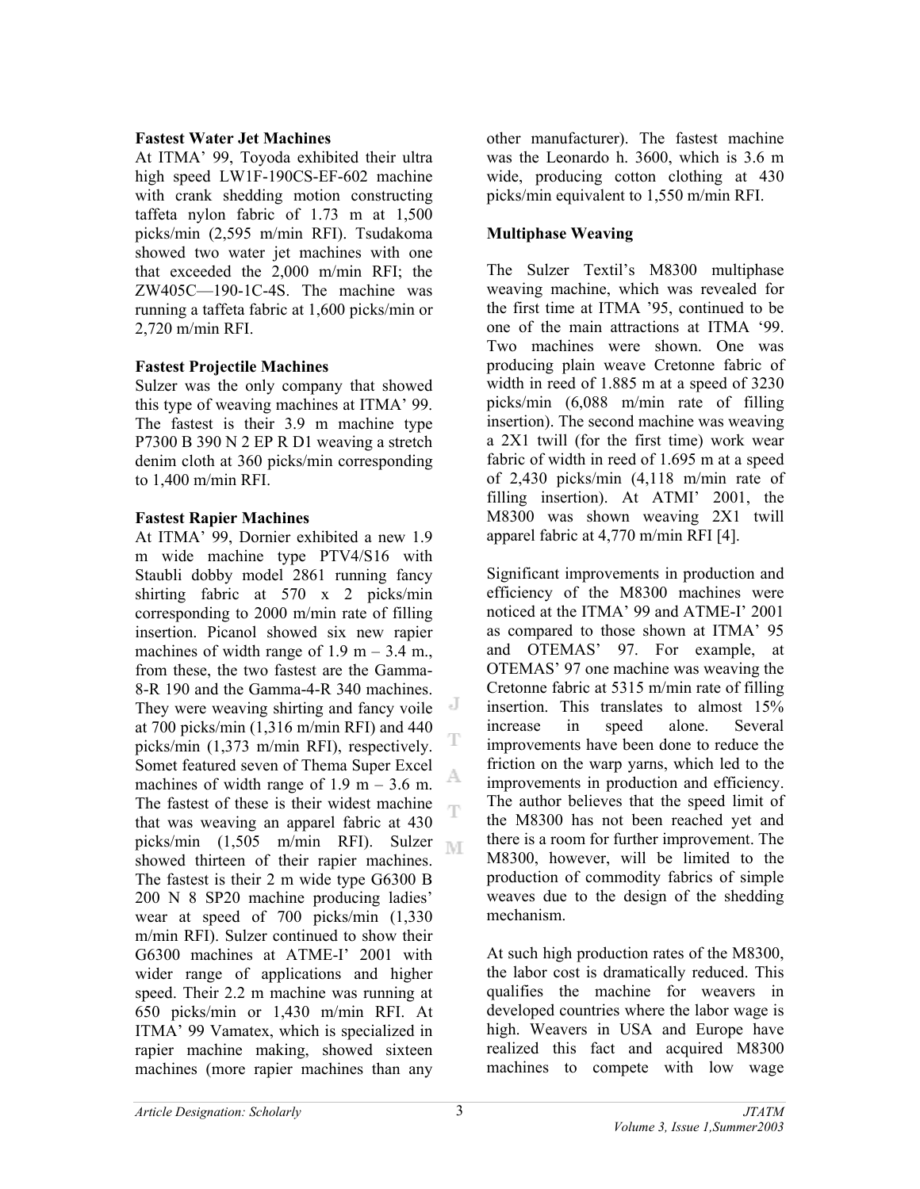**Fastest Water Jet Machines**

At ITMA' 99, Toyoda exhibited their ultra high speed LW1F-190CS-EF-602 machine with crank shedding motion constructing taffeta nylon fabric of 1.73 m at 1,500 picks/min (2,595 m/min RFI). Tsudakoma showed two water jet machines with one that exceeded the 2,000 m/min RFI; the ZW405C—190-1C-4S. The machine was running a taffeta fabric at 1,600 picks/min or 2,720 m/min RFI.

**Fastest Projectile Machines**

Sulzer was the only company that showed this type of weaving machines at ITMA' 99. The fastest is their 3.9 m machine type P7300 B 390 N 2 EP R D1 weaving a stretch denim cloth at 360 picks/min corresponding to 1,400 m/min RFI.

**Fastest Rapier Machines**

At ITMA' 99, Dornier exhibited a new 1.9 m wide machine type PTV4/S16 with Staubli dobby model 2861 running fancy shirting fabric at 570 x 2 picks/min corresponding to 2000 m/min rate of filling insertion. Picanol showed six new rapier machines of width range of 1.9 m – 3.4 m., from these, the two fastest are the Gamma-8-R 190 and the Gamma-4-R 340 machines. They were weaving shirting and fancy voile at 700 picks/min (1,316 m/min RFI) and 440 picks/min (1,373 m/min RFI), respectively. Somet featured seven of Thema Super Excel machines of width range of 1.9 m – 3.6 m. The fastest of these is their widest machine that was weaving an apparel fabric at 430 picks/min (1,505 m/min RFI). Sulzer showed thirteen of their rapier machines. The fastest is their 2 m wide type G6300 B 200 N 8 SP20 machine producing ladies' wear at speed of 700 picks/min (1,330 m/min RFI). Sulzer continued to show their G6300 machines at ATME-I' 2001 with wider range of applications and higher speed. Their 2.2 m machine was running at 650 picks/min or 1,430 m/min RFI. At ITMA' 99 Vamatex, which is specialized in rapier machine making, showed sixteen machines (more rapier machines than any other manufacturer). The fastest machine was the Leonardo h. 3600, which is 3.6 m wide, producing cotton clothing at 430 picks/min equivalent to 1,550 m/min RFI.

**Multiphase Weaving**

The Sulzer Textil's M8300 multiphase weaving machine, which was revealed for the first time at ITMA '95, continued to be one of the main attractions at ITMA '99. Two machines were shown. One was producing plain weave Cretonne fabric of width in reed of 1.885 m at a speed of 3230 picks/min (6,088 m/min rate of filling insertion). The second machine was weaving a 2X1 twill (for the first time) work wear fabric of width in reed of 1.695 m at a speed of 2,430 picks/min (4,118 m/min rate of filling insertion). At ATMI' 2001, the M8300 was shown weaving 2X1 twill apparel fabric at 4,770 m/min RFI [4].

Significant improvements in production and efficiency of the M8300 machines were noticed at the ITMA' 99 and ATME-I' 2001 as compared to those shown at ITMA' 95 and OTEMAS' 97. For example, at OTEMAS' 97 one machine was weaving the Cretonne fabric at 5315 m/min rate of filling insertion. This translates to almost 15% increase in speed alone. Several improvements have been done to reduce the friction on the warp yarns, which led to the improvements in production and efficiency. The author believes that the speed limit of the M8300 has not been reached yet and there is a room for further improvement. The M8300, however, will be limited to the production of commodity fabrics of simple weaves due to the design of the shedding mechanism.

At such high production rates of the M8300, the labor cost is dramatically reduced. This qualifies the machine for weavers in developed countries where the labor wage is high. Weavers in USA and Europe have realized this fact and acquired M8300 machines to compete with low wage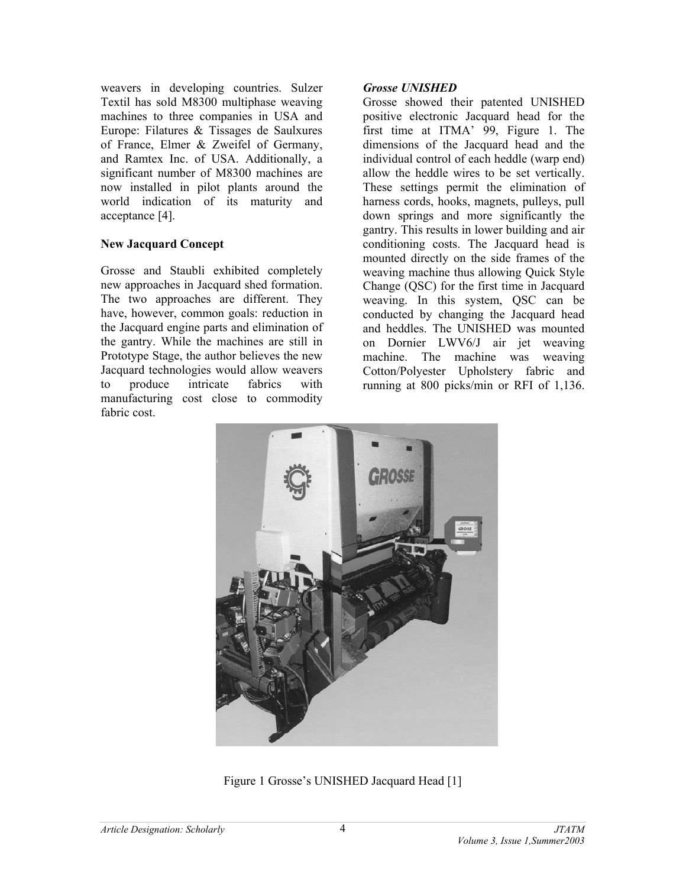weavers in developing countries. Sulzer Textil has sold M8300 multiphase weaving machines to three companies in USA and Europe: Filatures & Tissages de Saulxures of France, Elmer & Zweifel of Germany, and Ramtex Inc. of USA. Additionally, a significant number of M8300 machines are now installed in pilot plants around the world indication of its maturity and acceptance [4].

## New Jacquard Concept

Grosse and Staubli exhibited completely new approaches in Jacquard shed formation. The two approaches are different. They have, however, common goals: reduction in the Jacquard engine parts and elimination of the gantry. While the machines are still in Prototype Stage, the author believes the new Jacquard technologies would allow weavers to produce intricate fabrics with manufacturing cost close to commodity fabric cost.

### *Grosse UNISHED*

Grosse showed their patented UNISHED positive electronic Jacquard head for the first time at ITMA' 99, Figure 1. The dimensions of the Jacquard head and the individual control of each heddle (warp end) allow the heddle wires to be set vertically. These settings permit the elimination of harness cords, hooks, magnets, pulleys, pull down springs and more significantly the gantry. This results in lower building and air conditioning costs. The Jacquard head is mounted directly on the side frames of the weaving machine thus allowing Quick Style Change (QSC) for the first time in Jacquard weaving. In this system, QSC can be conducted by changing the Jacquard head and heddles. The UNISHED was mounted on Dornier LWV6/J air jet weaving machine. The machine was weaving Cotton/Polyester Upholstery fabric and running at 800 picks/min or RFI of 1,136.

Figure 1 Grosse's UNISHED Jacquard Head [1]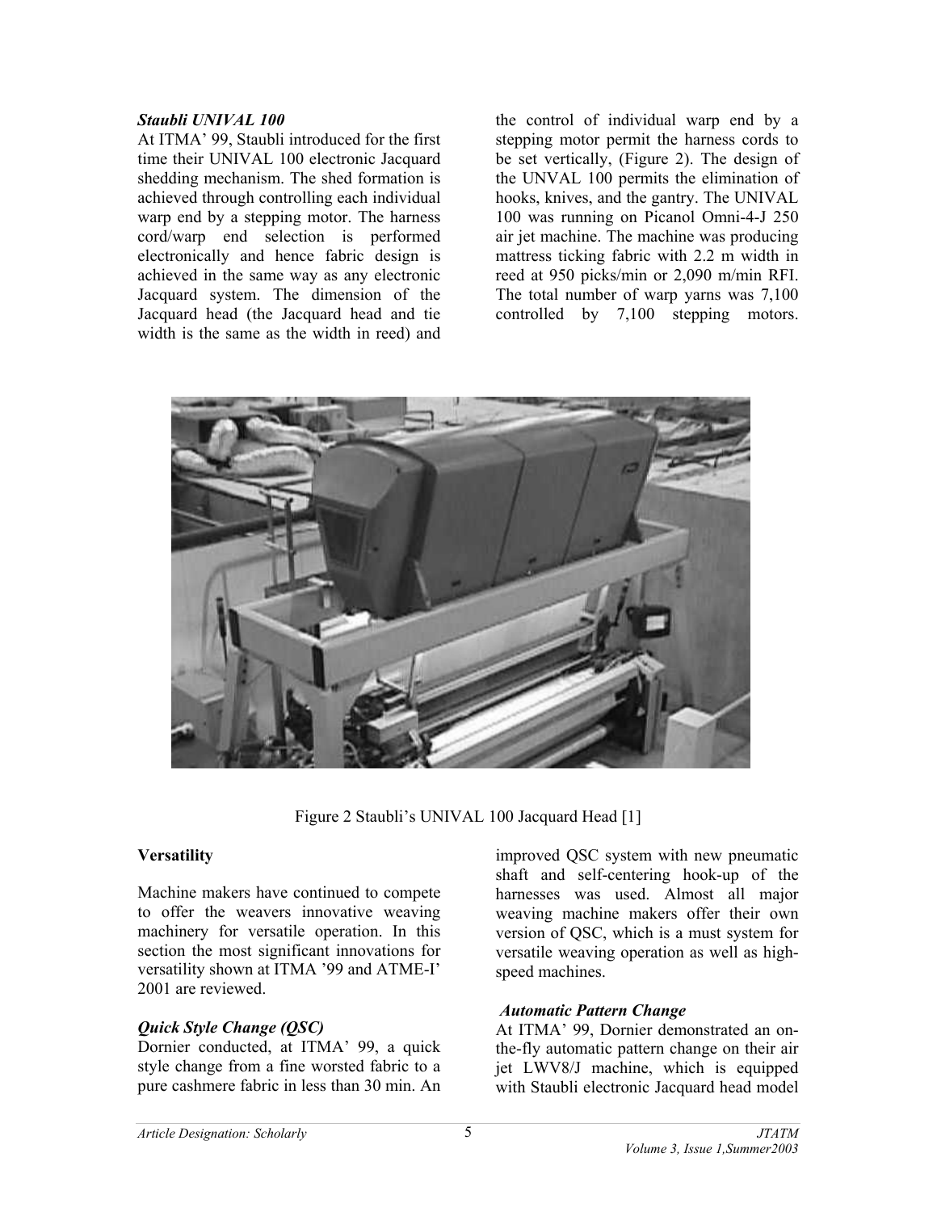### *Staubli UNIVAL 100*

At ITMA' 99, Staubli introduced for the first time their UNIVAL 100 electronic Jacquard shedding mechanism. The shed formation is achieved through controlling each individual warp end by a stepping motor. The harness cord/warp end selection is performed electronically and hence fabric design is achieved in the same way as any electronic Jacquard system. The dimension of the Jacquard head (the Jacquard head and tie width is the same as the width in reed) and the control of individual warp end by a stepping motor permit the harness cords to be set vertically, (Figure 2). The design of the UNVAL 100 permits the elimination of hooks, knives, and the gantry. The UNIVAL 100 was running on Picanol Omni-4-J 250 air jet machine. The machine was producing mattress ticking fabric with 2.2 m width in reed at 950 picks/min or 2,090 m/min RFI. The total number of warp yarns was 7,100 controlled by 7,100 stepping motors.

Figure 2 Staubli's UNIVAL 100 Jacquard Head [1]

## Versatility

Machine makers have continued to compete to offer the weavers innovative weaving machinery for versatile operation. In this section the most significant innovations for versatility shown at ITMA '99 and ATME-I' 2001 are reviewed.

### *Quick Style Change (QSC)*

Dornier conducted, at ITMA' 99, a quick style change from a fine worsted fabric to a pure cashmere fabric in less than 30 min. An improved QSC system with new pneumatic shaft and self-centering hook-up of the harnesses was used. Almost all major weaving machine makers offer their own version of QSC, which is a must system for versatile weaving operation as well as high-speed machines.

### *Automatic Pattern Change*

At ITMA' 99, Dornier demonstrated an on-the-fly automatic pattern change on their air jet LWV8/J machine, which is equipped with Staubli electronic Jacquard head model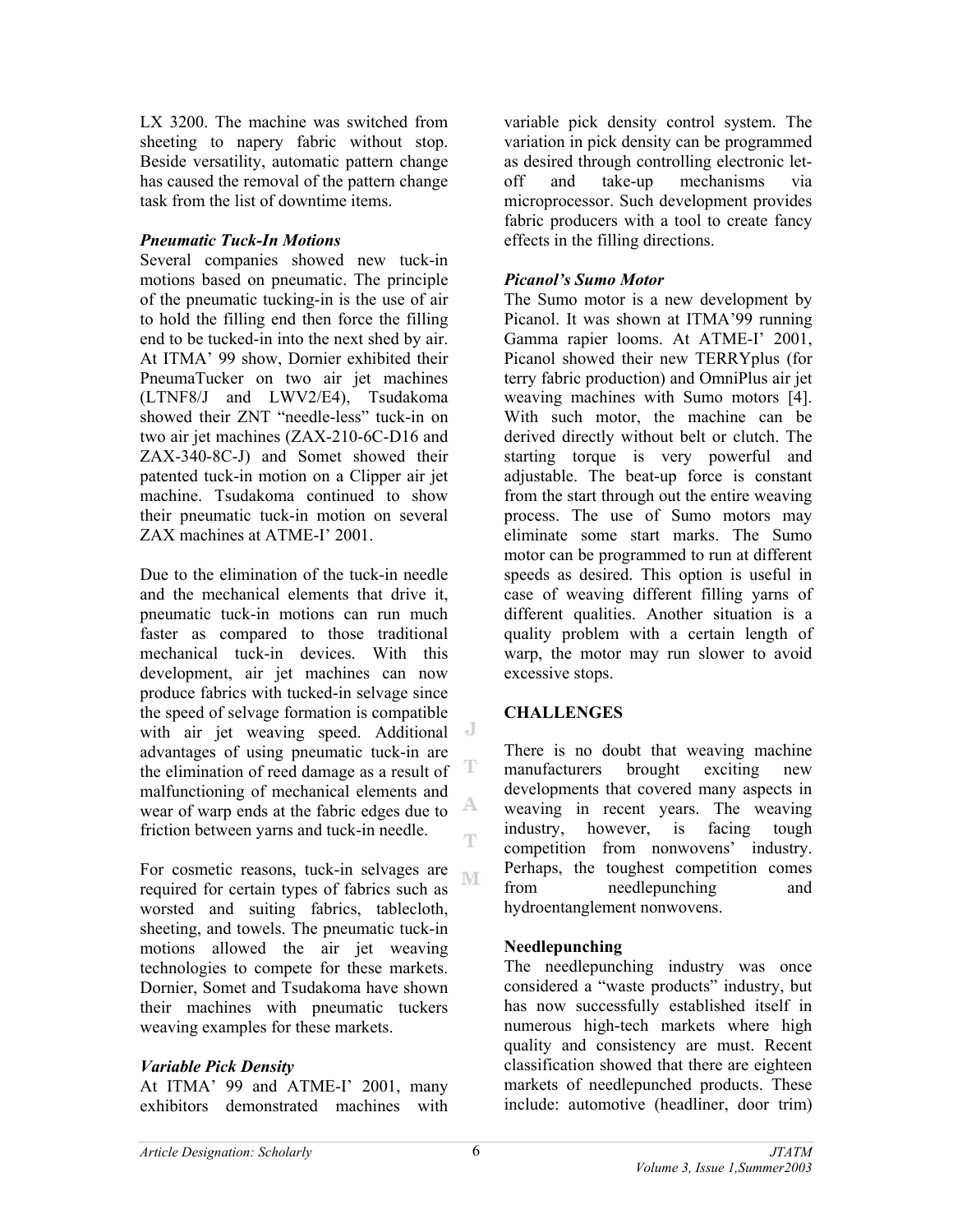LX 3200. The machine was switched from sheeting to napery fabric without stop. Beside versatility, automatic pattern change has caused the removal of the pattern change task from the list of downtime items.

### *Pneumatic Tuck-In Motions*

Several companies showed new tuck-in motions based on pneumatic. The principle of the pneumatic tucking-in is the use of air to hold the filling end then force the filling end to be tucked-in into the next shed by air. At ITMA' 99 show, Dornier exhibited their PneumaTucker on two air jet machines (LTNF8/J and LWV2/E4), Tsudakoma showed their ZNT "needle-less" tuck-in on two air jet machines (ZAX-210-6C-D16 and ZAX-340-8C-J) and Somet showed their patented tuck-in motion on a Clipper air jet machine. Tsudakoma continued to show their pneumatic tuck-in motion on several ZAX machines at ATME-I' 2001.

Due to the elimination of the tuck-in needle and the mechanical elements that drive it, pneumatic tuck-in motions can run much faster as compared to those traditional mechanical tuck-in devices. With this development, air jet machines can now produce fabrics with tucked-in selvage since the speed of selvage formation is compatible with air jet weaving speed. Additional advantages of using pneumatic tuck-in are the elimination of reed damage as a result of malfunctioning of mechanical elements and wear of warp ends at the fabric edges due to friction between yarns and tuck-in needle.

For cosmetic reasons, tuck-in selvages are required for certain types of fabrics such as worsted and suiting fabrics, tablecloth, sheeting, and towels. The pneumatic tuck-in motions allowed the air jet weaving technologies to compete for these markets. Dornier, Somet and Tsudakoma have shown their machines with pneumatic tuckers weaving examples for these markets.

### *Variable Pick Density*

At ITMA' 99 and ATME-I' 2001, many exhibitors demonstrated machines with variable pick density control system. The variation in pick density can be programmed as desired through controlling electronic let-off and take-up mechanisms via microprocessor. Such development provides fabric producers with a tool to create fancy effects in the filling directions.

### *Picanol's Sumo Motor*

The Sumo motor is a new development by Picanol. It was shown at ITMA'99 running Gamma rapier looms. At ATME-I' 2001, Picanol showed their new TERRYplus (for terry fabric production) and OmniPlus air jet weaving machines with Sumo motors [4]. With such motor, the machine can be derived directly without belt or clutch. The starting torque is very powerful and adjustable. The beat-up force is constant from the start through out the entire weaving process. The use of Sumo motors may eliminate some start marks. The Sumo motor can be programmed to run at different speeds as desired. This option is useful in case of weaving different filling yarns of different qualities. Another situation is a quality problem with a certain length of warp, the motor may run slower to avoid excessive stops.

## CHALLENGES

There is no doubt that weaving machine manufacturers brought exciting new developments that covered many aspects in weaving in recent years. The weaving industry, however, is facing tough competition from nonwovens' industry. Perhaps, the toughest competition comes from needlepunching and hydroentanglement nonwovens.

### Needlepunching

The needlepunching industry was once considered a "waste products" industry, but has now successfully established itself in numerous high-tech markets where high quality and consistency are must. Recent classification showed that there are eighteen markets of needlepunched products. These include: automotive (headliner, door trim)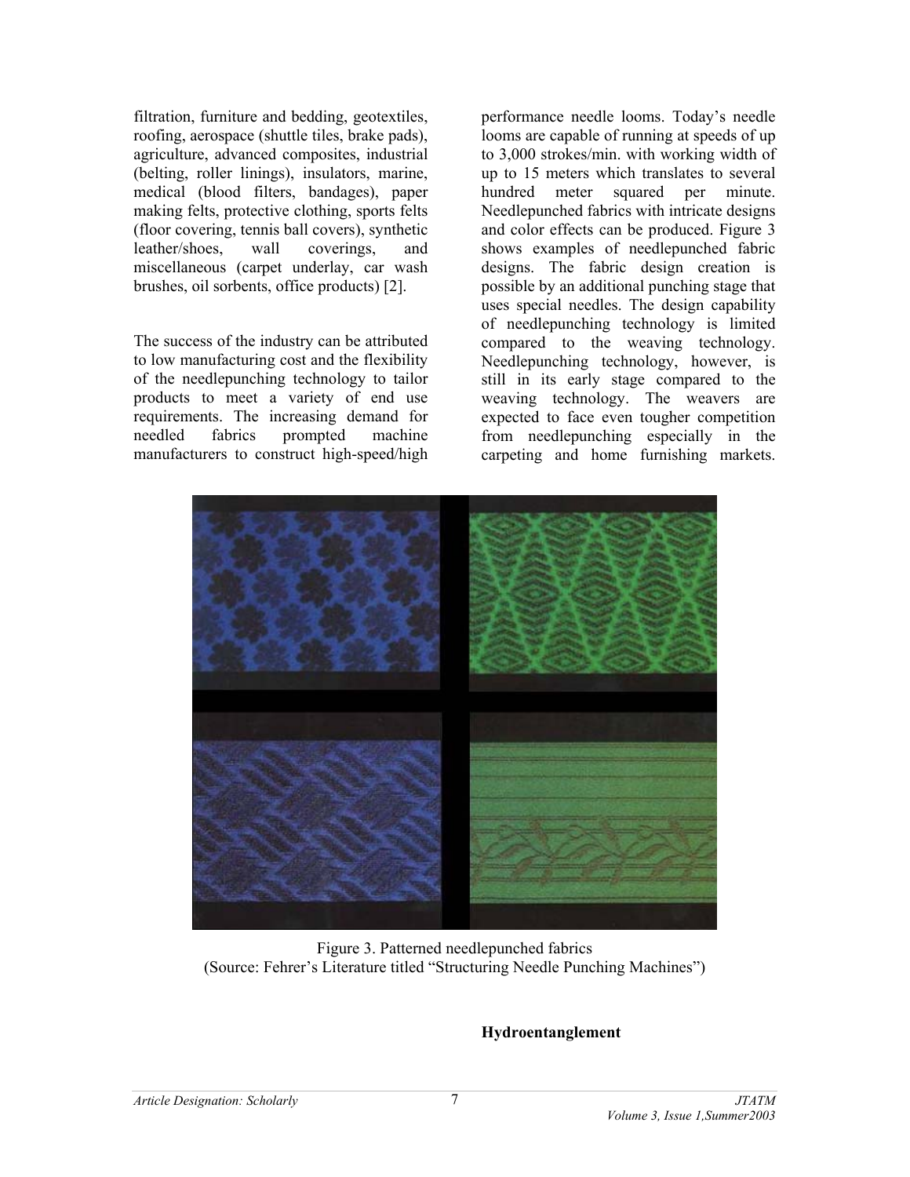filtration, furniture and bedding, geotextiles, roofing, aerospace (shuttle tiles, brake pads), agriculture, advanced composites, industrial (belting, roller linings), insulators, marine, medical (blood filters, bandages), paper making felts, protective clothing, sports felts (floor covering, tennis ball covers), synthetic leather/shoes, wall coverings, and miscellaneous (carpet underlay, car wash brushes, oil sorbents, office products) [2].

The success of the industry can be attributed to low manufacturing cost and the flexibility of the needlepunching technology to tailor products to meet a variety of end use requirements. The increasing demand for needled fabrics prompted machine manufacturers to construct high-speed/high performance needle looms. Today's needle looms are capable of running at speeds of up to 3,000 strokes/min. with working width of up to 15 meters which translates to several hundred meter squared per minute. Needlepunched fabrics with intricate designs and color effects can be produced. Figure 3 shows examples of needlepunched fabric designs. The fabric design creation is possible by an additional punching stage that uses special needles. The design capability of needlepunching technology is limited compared to the weaving technology. Needlepunching technology, however, is still in its early stage compared to the weaving technology. The weavers are expected to face even tougher competition from needlepunching especially in the carpeting and home furnishing markets.

Figure 3. Patterned needlepunched fabrics
(Source: Fehrer's Literature titled "Structuring Needle Punching Machines")

**Hydroentanglement**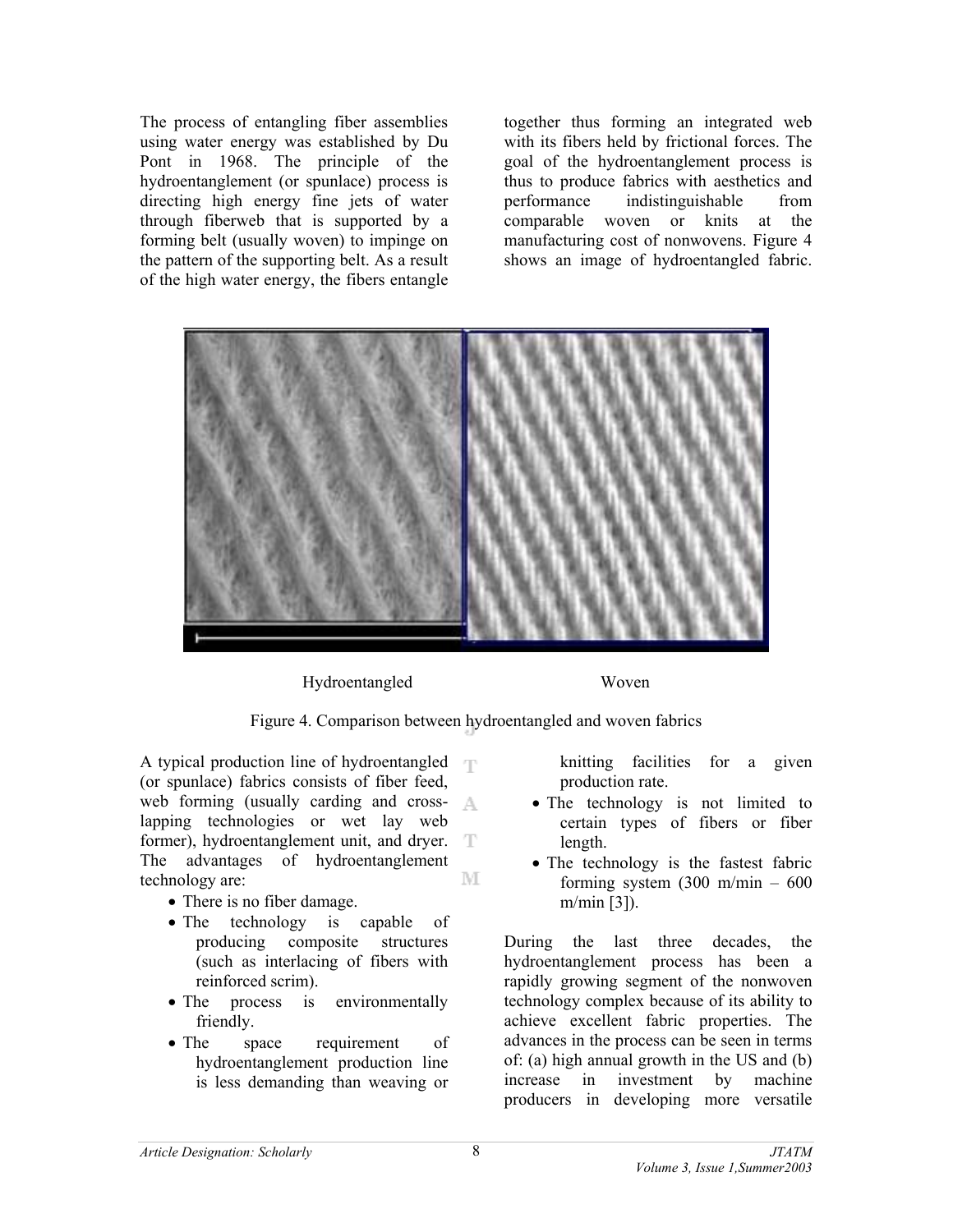The process of entangling fiber assemblies using water energy was established by Du Pont in 1968. The principle of the hydroentanglement (or spunlace) process is directing high energy fine jets of water through fiberweb that is supported by a forming belt (usually woven) to impinge on the pattern of the supporting belt. As a result of the high water energy, the fibers entangle together thus forming an integrated web with its fibers held by frictional forces. The goal of the hydroentanglement process is thus to produce fabrics with aesthetics and performance indistinguishable from comparable woven or knits at the manufacturing cost of nonwovens. Figure 4 shows an image of hydroentangled fabric.

Hydroentangled Woven

Figure 4. Comparison between hydroentangled and woven fabrics

A typical production line of hydroentangled (or spunlace) fabrics consists of fiber feed, web forming (usually carding and cross-lapping technologies or wet lay web former), hydroentanglement unit, and dryer. The advantages of hydroentanglement technology are:

- There is no fiber damage.
- The technology is capable of producing composite structures (such as interlacing of fibers with reinforced scrim).
- The process is environmentally friendly.
- The space requirement of hydroentanglement production line is less demanding than weaving or knitting facilities for a given production rate.
- The technology is not limited to certain types of fibers or fiber length.
- The technology is the fastest fabric forming system (300 m/min – 600 m/min [3]).

During the last three decades, the hydroentanglement process has been a rapidly growing segment of the nonwoven technology complex because of its ability to achieve excellent fabric properties. The advances in the process can be seen in terms of: (a) high annual growth in the US and (b) increase in investment by machine producers in developing more versatile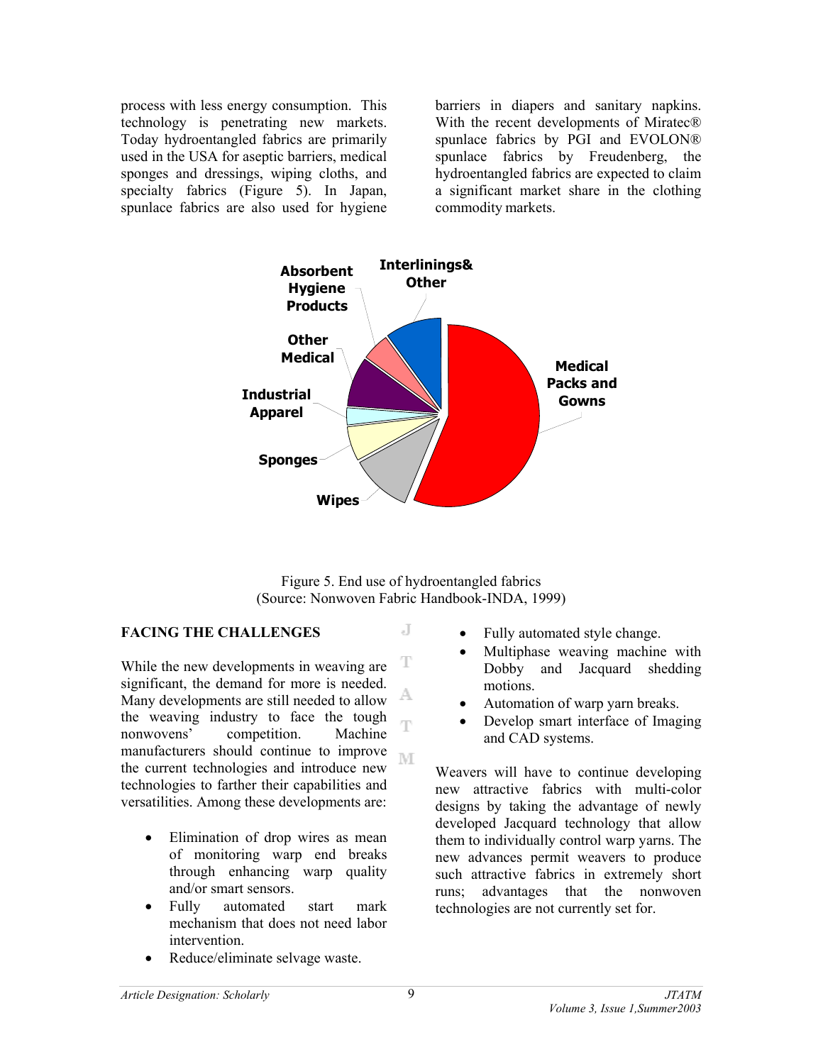process with less energy consumption. This technology is penetrating new markets. Today hydroentangled fabrics are primarily used in the USA for aseptic barriers, medical sponges and dressings, wiping cloths, and specialty fabrics (Figure 5). In Japan, spunlace fabrics are also used for hygiene barriers in diapers and sanitary napkins. With the recent developments of Miratec® spunlace fabrics by PGI and EVOLON® spunlace fabrics by Freudenberg, the hydroentangled fabrics are expected to claim a significant market share in the clothing commodity markets.

Figure 5. End use of hydroentangled fabrics
(Source: Nonwoven Fabric Handbook-INDA, 1999)

## FACING THE CHALLENGES

While the new developments in weaving are significant, the demand for more is needed. Many developments are still needed to allow the weaving industry to face the tough nonwovens' competition. Machine manufacturers should continue to improve the current technologies and introduce new technologies to farther their capabilities and versatilities. Among these developments are:

- Elimination of drop wires as mean of monitoring warp end breaks through enhancing warp quality and/or smart sensors.
- Fully automated start mark mechanism that does not need labor intervention.
- Reduce/eliminate selvage waste.
- Fully automated style change.
- Multiphase weaving machine with Dobby and Jacquard shedding motions.
- Automation of warp yarn breaks.
- Develop smart interface of Imaging and CAD systems.

Weavers will have to continue developing new attractive fabrics with multi-color designs by taking the advantage of newly developed Jacquard technology that allow them to individually control warp yarns. The new advances permit weavers to produce such attractive fabrics in extremely short runs; advantages that the nonwoven technologies are not currently set for.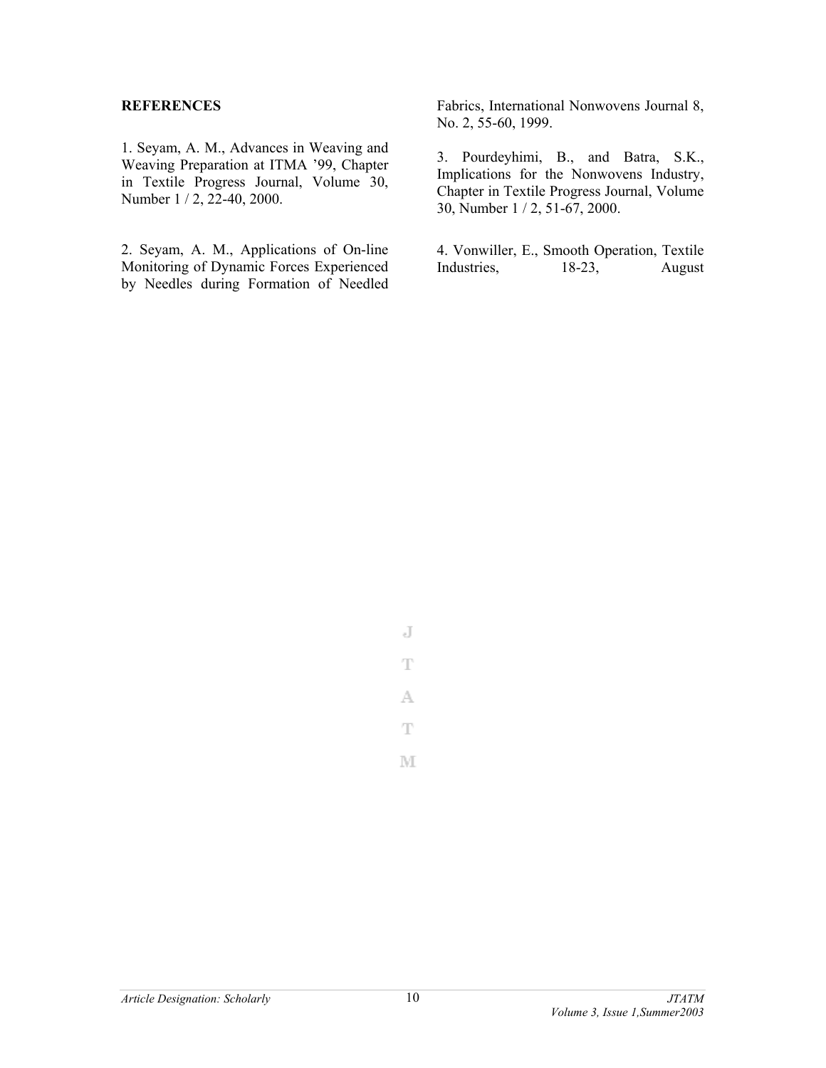**REFERENCES**

1. Seyam, A. M., Advances in Weaving and Weaving Preparation at ITMA '99, Chapter in Textile Progress Journal, Volume 30, Number 1 / 2, 22-40, 2000.

2. Seyam, A. M., Applications of On-line Monitoring of Dynamic Forces Experienced by Needles during Formation of Needled Fabrics, International Nonwovens Journal 8, No. 2, 55-60, 1999.

3. Pourdeyhimi, B., and Batra, S.K., Implications for the Nonwovens Industry, Chapter in Textile Progress Journal, Volume 30, Number 1 / 2, 51-67, 2000.

4. Vonwiller, E., Smooth Operation, Textile Industries, 18-23, August